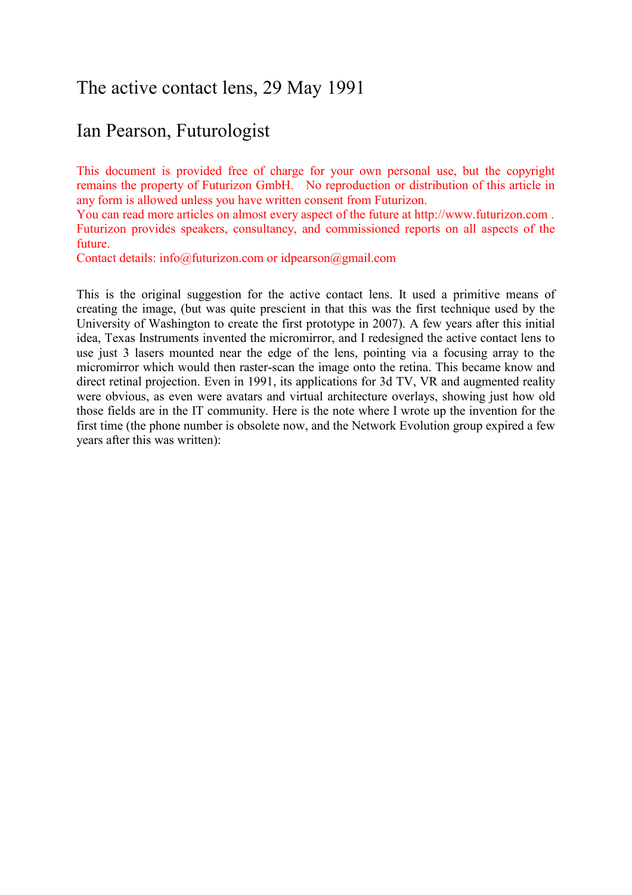# The active contact lens, 29 May 1991

## Ian Pearson, Futurologist

This document is provided free of charge for your own personal use, but the copyright remains the property of Futurizon GmbH. No reproduction or distribution of this article in any form is allowed unless you have written consent from Futurizon.
You can read more articles on almost every aspect of the future at http://www.futurizon.com . Futurizon provides speakers, consultancy, and commissioned reports on all aspects of the future.
Contact details: info@futurizon.com or idpearson@gmail.com

This is the original suggestion for the active contact lens. It used a primitive means of creating the image, (but was quite prescient in that this was the first technique used by the University of Washington to create the first prototype in 2007). A few years after this initial idea, Texas Instruments invented the micromirror, and I redesigned the active contact lens to use just 3 lasers mounted near the edge of the lens, pointing via a focusing array to the micromirror which would then raster-scan the image onto the retina. This became know and direct retinal projection. Even in 1991, its applications for 3d TV, VR and augmented reality were obvious, as even were avatars and virtual architecture overlays, showing just how old those fields are in the IT community. Here is the note where I wrote up the invention for the first time (the phone number is obsolete now, and the Network Evolution group expired a few years after this was written):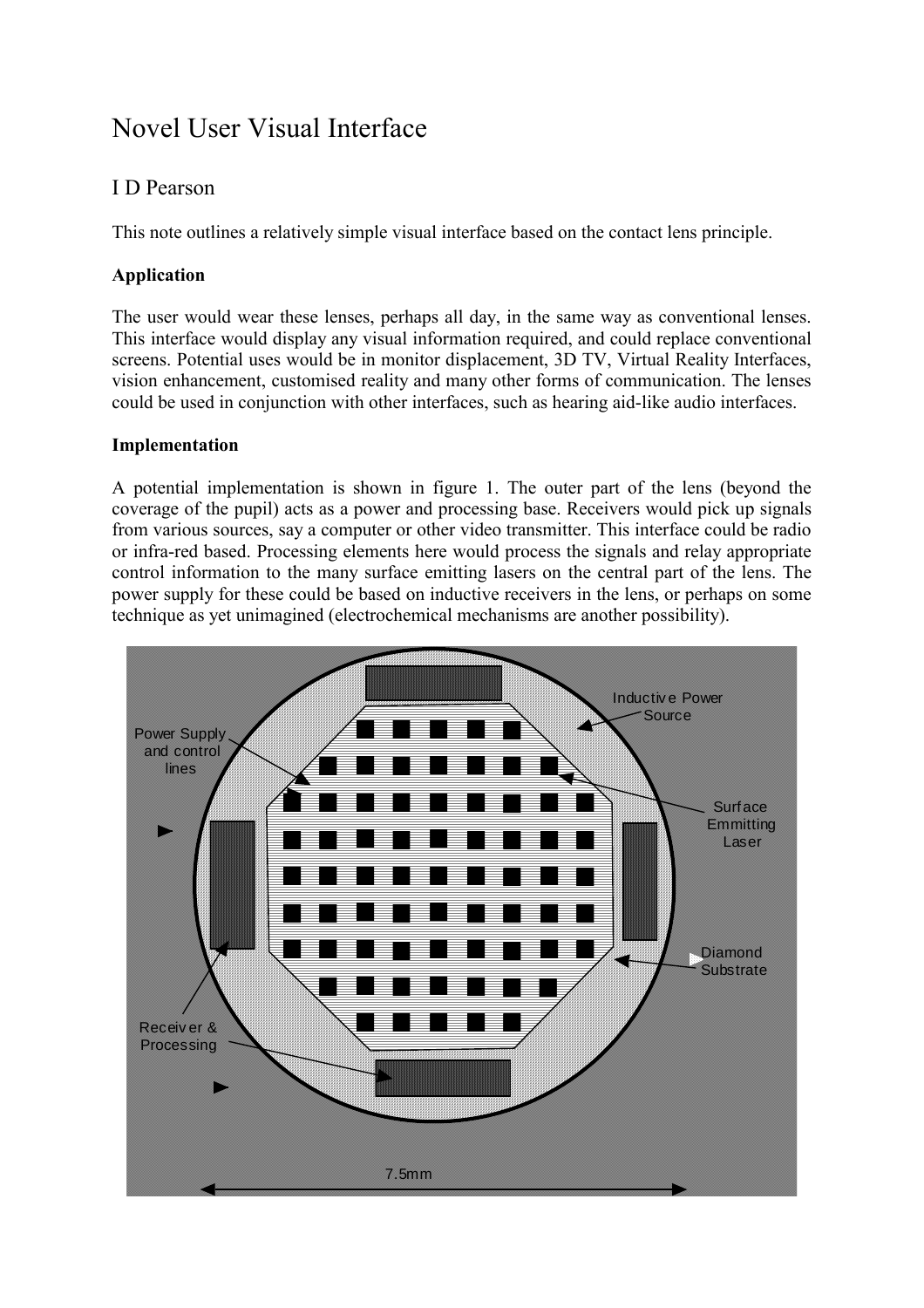# Novel User Visual Interface

## I D Pearson

This note outlines a relatively simple visual interface based on the contact lens principle.

**Application**

The user would wear these lenses, perhaps all day, in the same way as conventional lenses. This interface would display any visual information required, and could replace conventional screens. Potential uses would be in monitor displacement, 3D TV, Virtual Reality Interfaces, vision enhancement, customised reality and many other forms of communication. The lenses could be used in conjunction with other interfaces, such as hearing aid-like audio interfaces.

**Implementation**

A potential implementation is shown in figure 1. The outer part of the lens (beyond the coverage of the pupil) acts as a power and processing base. Receivers would pick up signals from various sources, say a computer or other video transmitter. This interface could be radio or infra-red based. Processing elements here would process the signals and relay appropriate control information to the many surface emitting lasers on the central part of the lens. The power supply for these could be based on inductive receivers in the lens, or perhaps on some technique as yet unimagined (electrochemical mechanisms are another possibility).

Inductive Power Source

Power Supply and control lines

Surface Emmitting Laser

Diamond Substrate

Receiver & Processing

7.5mm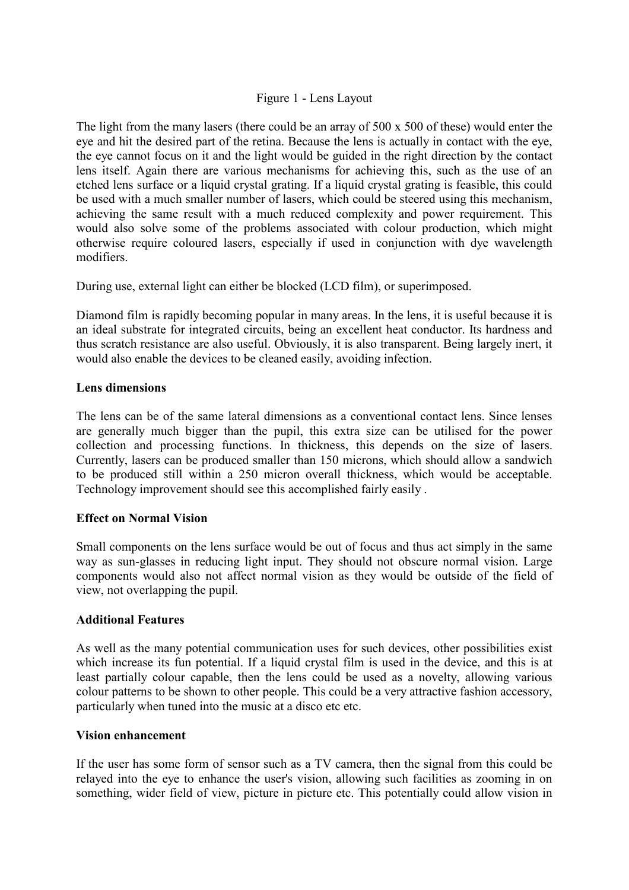Figure 1 - Lens Layout

The light from the many lasers (there could be an array of 500 x 500 of these) would enter the eye and hit the desired part of the retina. Because the lens is actually in contact with the eye, the eye cannot focus on it and the light would be guided in the right direction by the contact lens itself. Again there are various mechanisms for achieving this, such as the use of an etched lens surface or a liquid crystal grating. If a liquid crystal grating is feasible, this could be used with a much smaller number of lasers, which could be steered using this mechanism, achieving the same result with a much reduced complexity and power requirement. This would also solve some of the problems associated with colour production, which might otherwise require coloured lasers, especially if used in conjunction with dye wavelength modifiers.

During use, external light can either be blocked (LCD film), or superimposed.

Diamond film is rapidly becoming popular in many areas. In the lens, it is useful because it is an ideal substrate for integrated circuits, being an excellent heat conductor. Its hardness and thus scratch resistance are also useful. Obviously, it is also transparent. Being largely inert, it would also enable the devices to be cleaned easily, avoiding infection.

**Lens dimensions**

The lens can be of the same lateral dimensions as a conventional contact lens. Since lenses are generally much bigger than the pupil, this extra size can be utilised for the power collection and processing functions. In thickness, this depends on the size of lasers. Currently, lasers can be produced smaller than 150 microns, which should allow a sandwich to be produced still within a 250 micron overall thickness, which would be acceptable. Technology improvement should see this accomplished fairly easily .

**Effect on Normal Vision**

Small components on the lens surface would be out of focus and thus act simply in the same way as sun-glasses in reducing light input. They should not obscure normal vision. Large components would also not affect normal vision as they would be outside of the field of view, not overlapping the pupil.

**Additional Features**

As well as the many potential communication uses for such devices, other possibilities exist which increase its fun potential. If a liquid crystal film is used in the device, and this is at least partially colour capable, then the lens could be used as a novelty, allowing various colour patterns to be shown to other people. This could be a very attractive fashion accessory, particularly when tuned into the music at a disco etc etc.

**Vision enhancement**

If the user has some form of sensor such as a TV camera, then the signal from this could be relayed into the eye to enhance the user's vision, allowing such facilities as zooming in on something, wider field of view, picture in picture etc. This potentially could allow vision in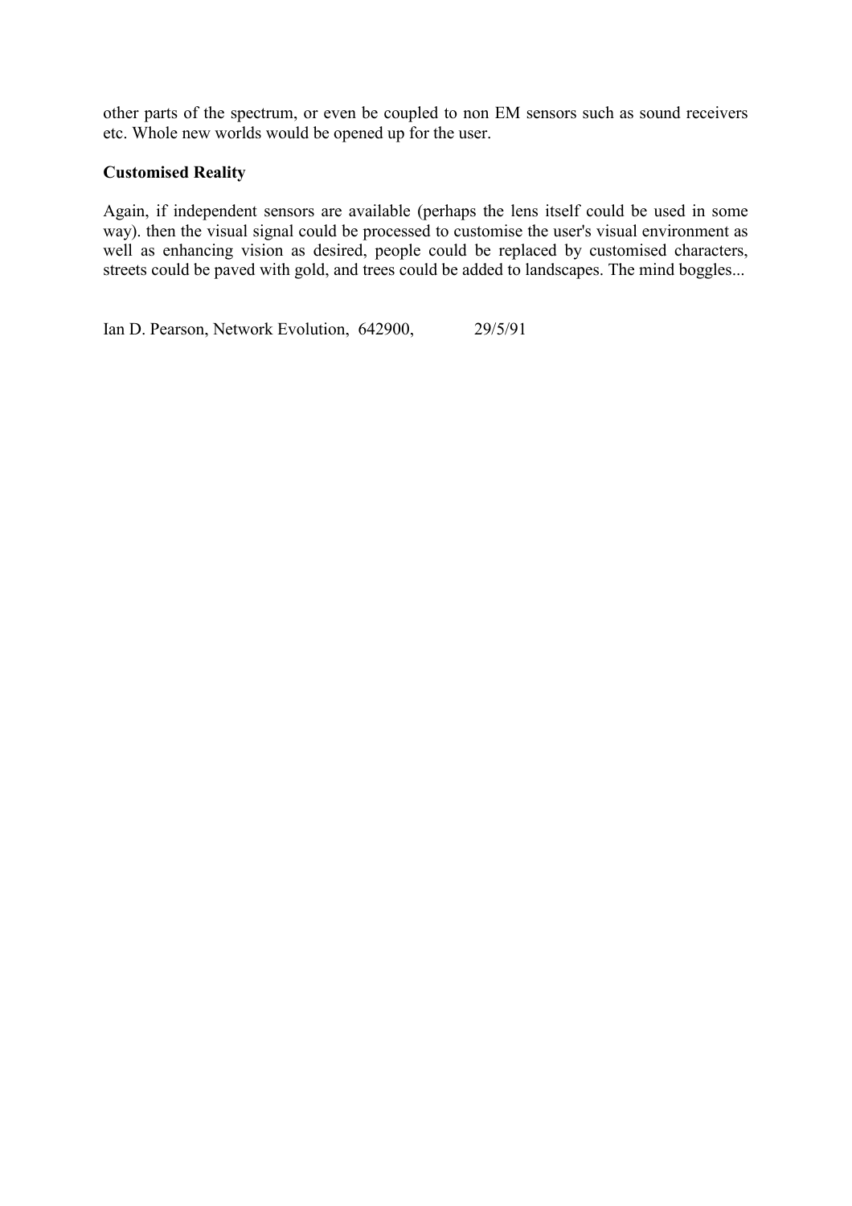other parts of the spectrum, or even be coupled to non EM sensors such as sound receivers etc. Whole new worlds would be opened up for the user.

**Customised Reality**

Again, if independent sensors are available (perhaps the lens itself could be used in some way). then the visual signal could be processed to customise the user's visual environment as well as enhancing vision as desired, people could be replaced by customised characters, streets could be paved with gold, and trees could be added to landscapes. The mind boggles...

Ian D. Pearson, Network Evolution, 642900, 29/5/91